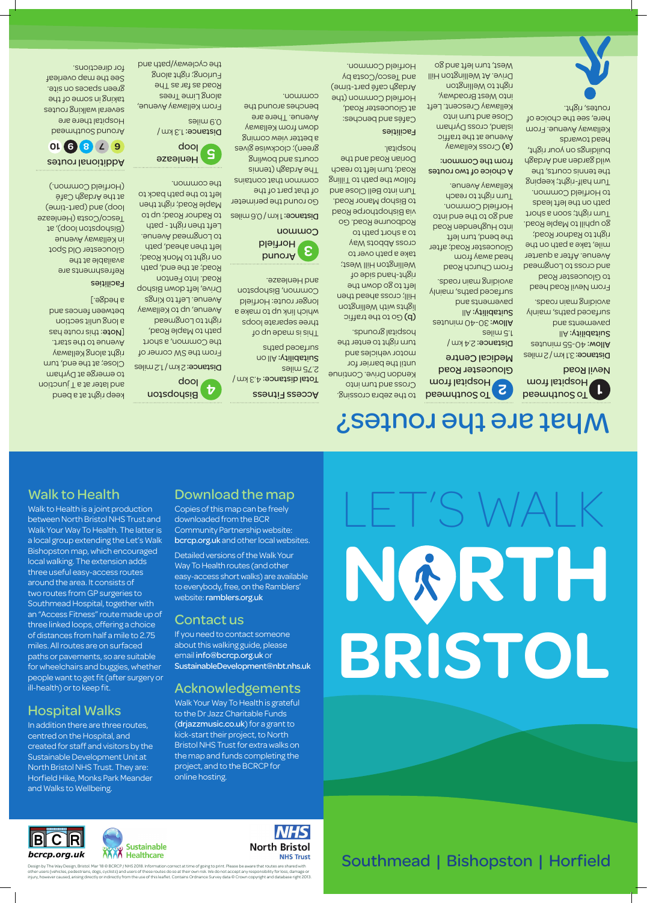# LET'S WALK NORTH BRISTOL

Southmead | Bishopston | Horfield

## Walk to Health

Walk to Health is a joint production between North Bristol NHS Trust and Walk Your Way To Health. The latter is a local group extending the Let's Walk Bishopston map, which encouraged local walking. The extension adds three useful easy-access routes around the area. It consists of two routes from GP surgeries to Southmead Hospital, together with an "Access Fitness" route made up of three linked loops, offering a choice of distances from half a mile to 2.75 miles. All routes are on surfaced paths or pavements, so are suitable for wheelchairs and buggies, whether people want to get fit (after surgery or ill-health) or to keep fit.

## Hospital Walks

In addition there are three routes, centred on the Hospital, and created for staff and visitors by the Sustainable Development Unit at North Bristol NHS Trust. They are: Horfield Hike, Monks Park Meander and Walks to Wellbeing.

## Download the map

Copies of this map can be freely downloaded from the BCR Community Partnership website: **bcrcp.org.uk** and other local websites.

Detailed versions of the Walk Your Way To Health routes (and other easy-access short walks) are available to everybody, free, on the Ramblers' website: **ramblers.org.uk**

## Contact us

If you need to contact someone about this walking guide, please email **info@bcrcp.org.uk** or **SustainableDevelopment@nbt.nhs.uk**

## Acknowledgements

Walk Your Way To Health is grateful to the Dr Jazz Charitable Funds (**drjazzmusic.co.uk**) for a grant to kick-start their project, to North Bristol NHS Trust for extra walks on the map and funds completing the project, and to the BCRCP for online hosting.

bcrcp.org.uk | Sustainable Healthcare | NHS North Bristol NHS Trust

Design by The Way Design, Bristol. Mar '18 © BCRCP / NHS 2018. Information correct at time of going to print. Please be aware that routes are shared with other users (vehicles, pedestrians, dogs, cyclists) and users of these routes do so at their own risk. We do not accept any responsibility for loss, damage or injury, however caused, arising directly or indirectly from the use of this leaflet. Contains Ordnance Survey data © Crown copyright and database right 2013.

# What are the routes?

### 1 To Southmead Hospital from Nevil Road

**Distance:** 3.1 km / 2 miles
**Allow:** 40-55 minutes
**Suitability:** All

Surfaced paths, mainly pavements and avoiding main roads.

From Nevil Road head to Gloucester Road and cross to Longmead Avenue. After a quarter mile, take a path on the right to Radnor Road; go uphill to Maple Road. Turn right; soon a short path on the left leads to Horfield Common. Turn half-right, keeping the tennis courts, the wild garden and Ardagh buildings on your right, head towards Kellaway Avenue. From here, see the choice of routes, right.

### 2 To Southmead Hospital from Gloucester Road Medical Centre

**Distance:** 2.4 km / 1.5 miles
**Allow:** 30-40 minutes
**Suitability:** All

Surfaced paths, mainly pavements and avoiding main roads.

From Church Road head away from Gloucester Road; after the bend, turn left into Hughenden Road and go to the end into Horfield Common. Turn right to reach Kellaway Avenue.

**A choice of two routes from the Common:**

**(a)** Cross Kellaway Avenue at the traffic island, cross Dyrham Close and turn into Kellaway Crescent. Left into West Broadway, right to Wellington Drive. At Wellington Hill West, turn left and go to the zebra crossing. Cross and turn into Kendon Drive. Continue until the barrier for motor vehicles and turn right to enter the hospital grounds.

**(b)** Go to the traffic lights with Wellington Hill West; take a path away to cross Abbots Way to a short path over to Rodbourne Road. Go via Bishopthorpe Road to Bishop Manor Road. Turn into Bell Close and follow the path to Tilling Road; turn left to reach Dorian Road and the hospital.

**Facilities**

Cafés and benches: at Gloucester Road, Horfield Common (the Ardagh café part-time) and Tesco/Costa by Horfield Common.

### Access Fitness

**Total distance:** 4.3 km / 2.75 miles
**Suitability:** All on surfaced paths

This is made up of three separate loops which link up to make a longer route: Horfield Common, Bishopston and Henleaze.

### 3 Around Horfield Common

**Distance:** 1 km / 0.6 miles

Go round the perimeter of that part of the common that contains The Ardagh (tennis courts and bowling green); clockwise gives a better view coming down from Kellaway Avenue. There are benches around the common.

### 4 Bishopston loop

**Distance:** 2 km / 1.2 miles

From the SW corner of the Common, a short path to Maple Road, right to Longmead Avenue, up to Kellaway Avenue. Left to Kings Drive, left down Bishop Road. Into Fenton Road; at the end, path on right to Monk Road; left then ahead, path to Longmead Avenue. Left then right - path to Radnor Road; up to Maple Road, right then left to path back to the common.

### 5 Henleaze loop

**Distance:** 1.3 km / 0.9 miles

From Kellaway Avenue, along Lime Trees Road as far as The Furlong; right along the cycleway/path and keep right at a bend and later at a T junction to emerge at Dyrham Close; at the end, turn right along Kellaway Avenue to the start. [**Note:** this route has a long unlit section between fences and a hedge.]

**Facilities**

Refreshments are available at the Gloucester Old Spot in Kellaway Avenue (Bishopston loop); at Tesco/Costa (Henleaze loop) and (part-time) at the Ardagh Café (Horfield Common).

### Additional routes 6 7 8 9 10

Around Southmead Hospital there are several walking routes taking in some of the green spaces on site. See the map overleaf for directions.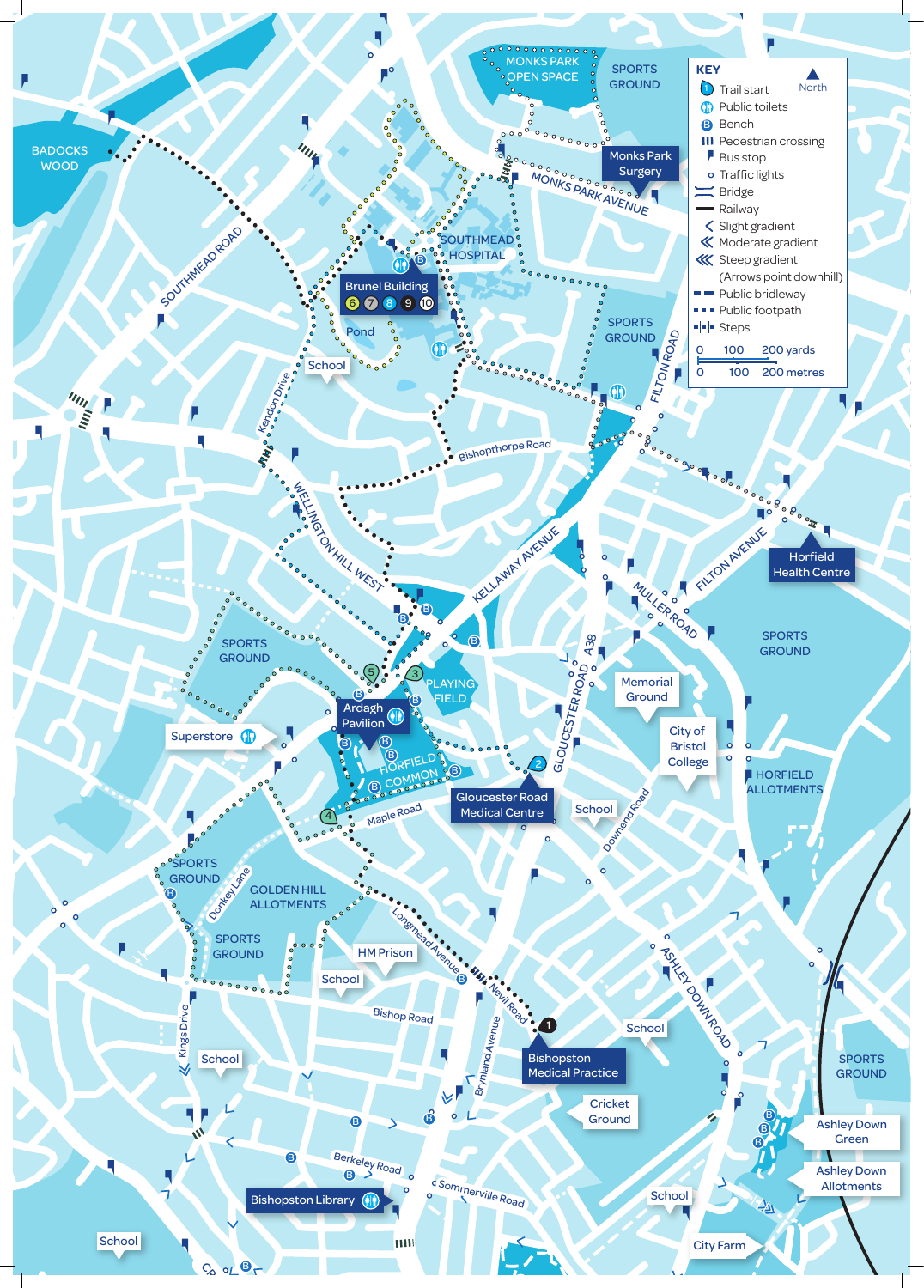**KEY**

North

- Trail start
- Public toilets
- Bench
- Pedestrian crossing
- Bus stop
- Traffic lights
- Bridge
- Railway
- Slight gradient
- Moderate gradient
- Steep gradient (Arrows point downhill)
- Public bridleway
- Public footpath
- Steps

0 100 200 yards
0 100 200 metres

BADOCKS WOOD
MONKS PARK OPEN SPACE
SPORTS GROUND
Monks Park Surgery
MONKS PARK AVENUE
SOUTHMEAD ROAD
SOUTHMEAD HOSPITAL
Brunel Building 6 7 8 9 10
Pond
School
SPORTS GROUND
FILTON ROAD
Kendon Drive
Bishopthorpe Road
WELLINGTON HILL WEST
KELLAWAY AVENUE
FILTON AVENUE
Horfield Health Centre
MULLER ROAD
SPORTS GROUND
SPORTS GROUND
PLAYING FIELD
Ardagh Pavilion
Superstore
HORFIELD COMMON
A38
GLOUCESTER ROAD
Memorial Ground
City of Bristol College
HORFIELD ALLOTMENTS
Gloucester Road Medical Centre
Maple Road
School
Downend Road
SPORTS GROUND
Donkey Lane
GOLDEN HILL ALLOTMENTS
SPORTS GROUND
Longmead Avenue
HM Prison
School
ASHLEY DOWN ROAD
Nevil Road
Bishop Road
Kings Drive
School
Bishopston Medical Practice
School
Brynland Avenue
SPORTS GROUND
Cricket Ground
Ashley Down Green
Berkeley Road
Ashley Down Allotments
Sommerville Road
Bishopston Library
School
School
City Farm